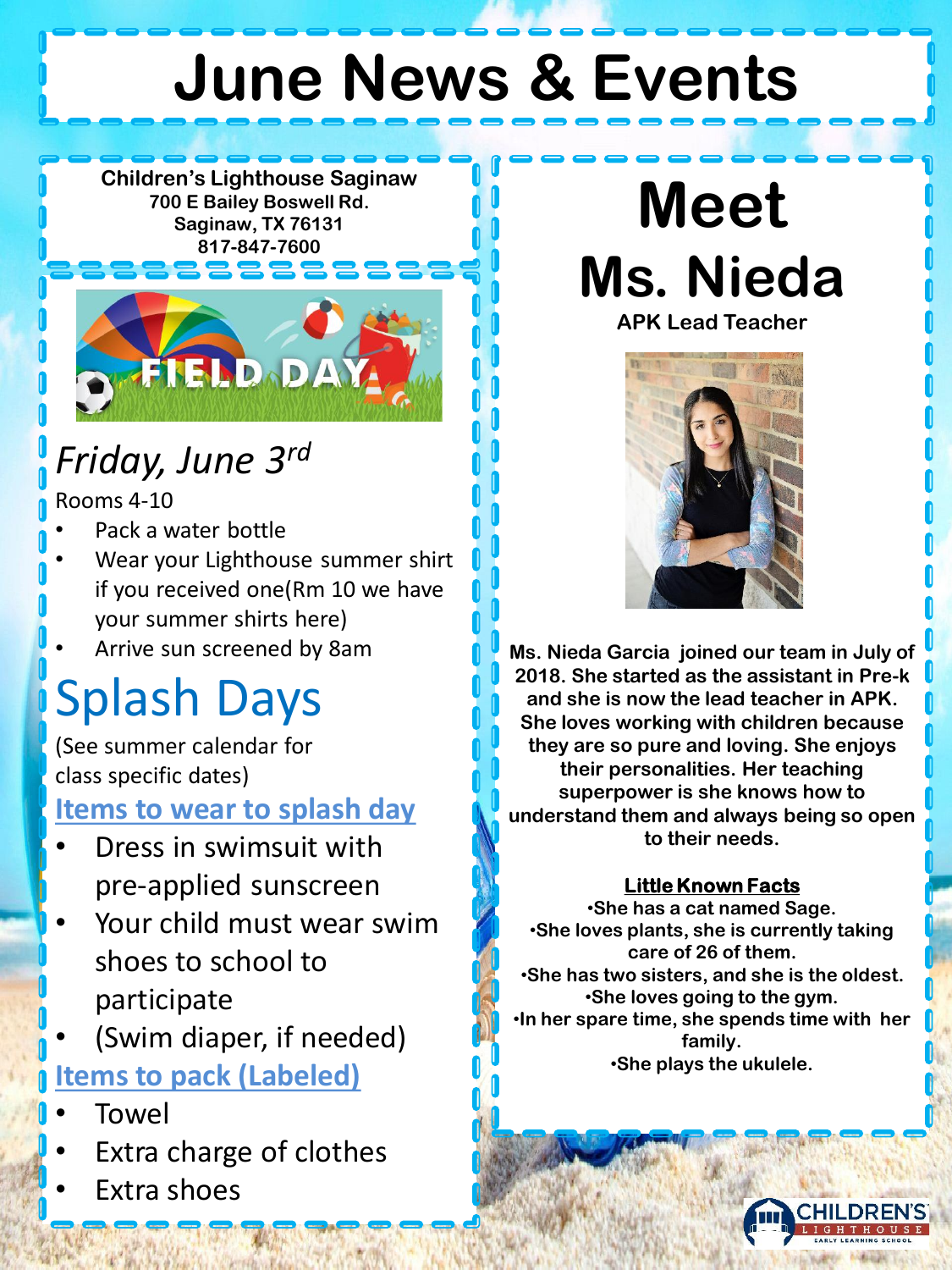# June News & Events

**Children's Lighthouse Saginaw**
**700 E Bailey Boswell Rd.**
**Saginaw, TX 76131**
**817-847-7600**

FIELD DAY

## *Friday, June 3rd*

Rooms 4-10

- Pack a water bottle
- Wear your Lighthouse summer shirt if you received one(Rm 10 we have your summer shirts here)
- Arrive sun screened by 8am

## Splash Days

(See summer calendar for class specific dates)

**Items to wear to splash day**

- Dress in swimsuit with pre-applied sunscreen
- Your child must wear swim shoes to school to participate
- (Swim diaper, if needed)

**Items to pack (Labeled)**

- Towel
- Extra charge of clothes
- Extra shoes

# Meet Ms. Nieda

**APK Lead Teacher**

**Ms. Nieda Garcia joined our team in July of 2018. She started as the assistant in Pre-k and she is now the lead teacher in APK. She loves working with children because they are so pure and loving. She enjoys their personalities. Her teaching superpower is she knows how to understand them and always being so open to their needs.**

**Little Known Facts**

- **She has a cat named Sage.**
- **She loves plants, she is currently taking care of 26 of them.**
- **She has two sisters, and she is the oldest.**
- **She loves going to the gym.**
- **In her spare time, she spends time with her family.**
- **She plays the ukulele.**

CHILDREN'S LIGHTHOUSE EARLY LEARNING SCHOOL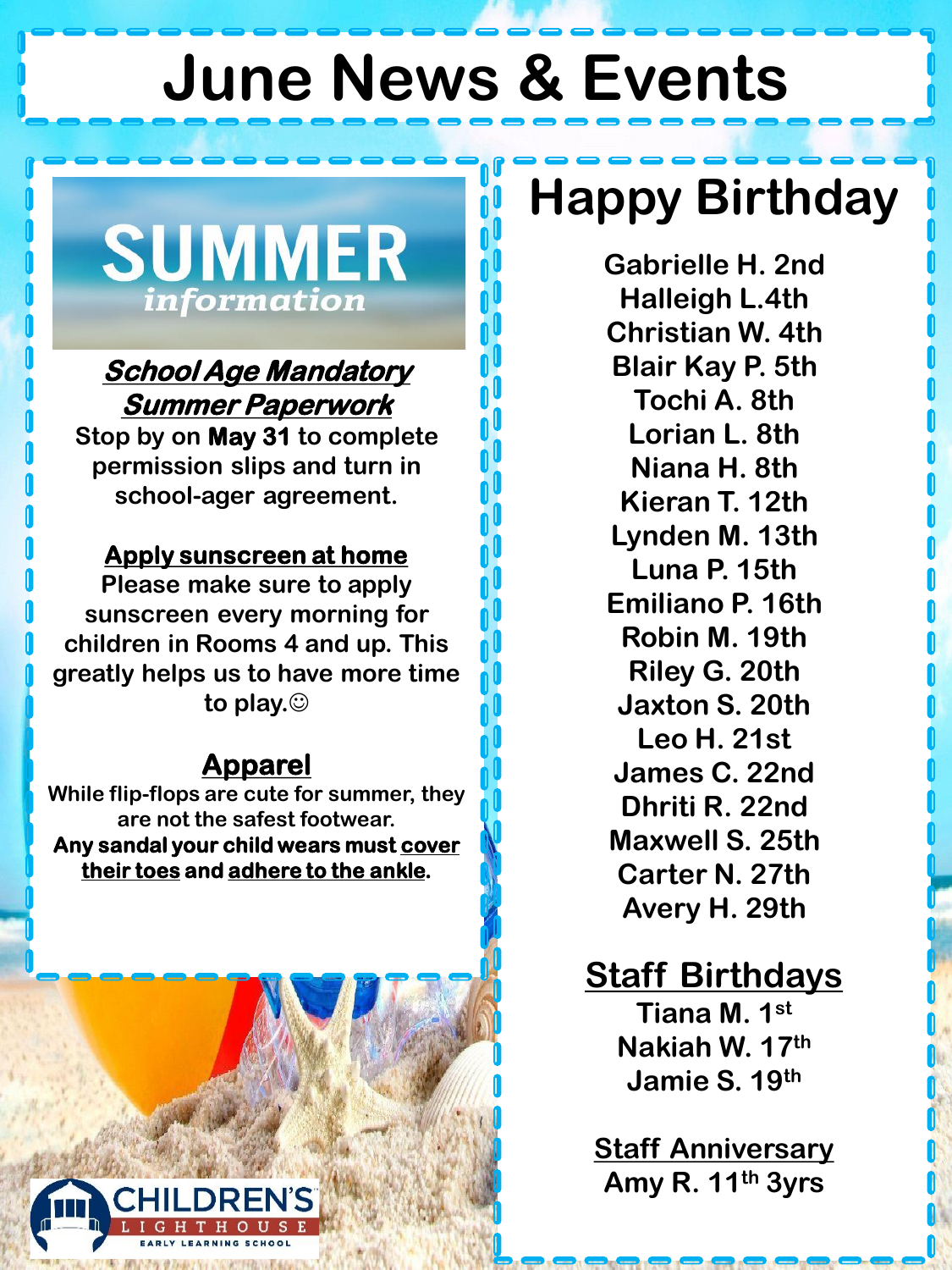# June News & Events

## SUMMER *information*

***School Age Mandatory Summer Paperwork***

Stop by on **May 31** to complete permission slips and turn in school-ager agreement.

**Apply sunscreen at home**

Please make sure to apply sunscreen every morning for children in Rooms 4 and up. This greatly helps us to have more time to play.☺

**Apparel**

While flip-flops are cute for summer, they are not the safest footwear.

**Any sandal your child wears must cover their toes and adhere to the ankle.**

## Happy Birthday

Gabrielle H. 2nd
Halleigh L.4th
Christian W. 4th
Blair Kay P. 5th
Tochi A. 8th
Lorian L. 8th
Niana H. 8th
Kieran T. 12th
Lynden M. 13th
Luna P. 15th
Emiliano P. 16th
Robin M. 19th
Riley G. 20th
Jaxton S. 20th
Leo H. 21st
James C. 22nd
Dhriti R. 22nd
Maxwell S. 25th
Carter N. 27th
Avery H. 29th

### Staff Birthdays

Tiana M. 1st
Nakiah W. 17th
Jamie S. 19th

### Staff Anniversary

Amy R. 11th 3yrs

CHILDREN'S LIGHTHOUSE EARLY LEARNING SCHOOL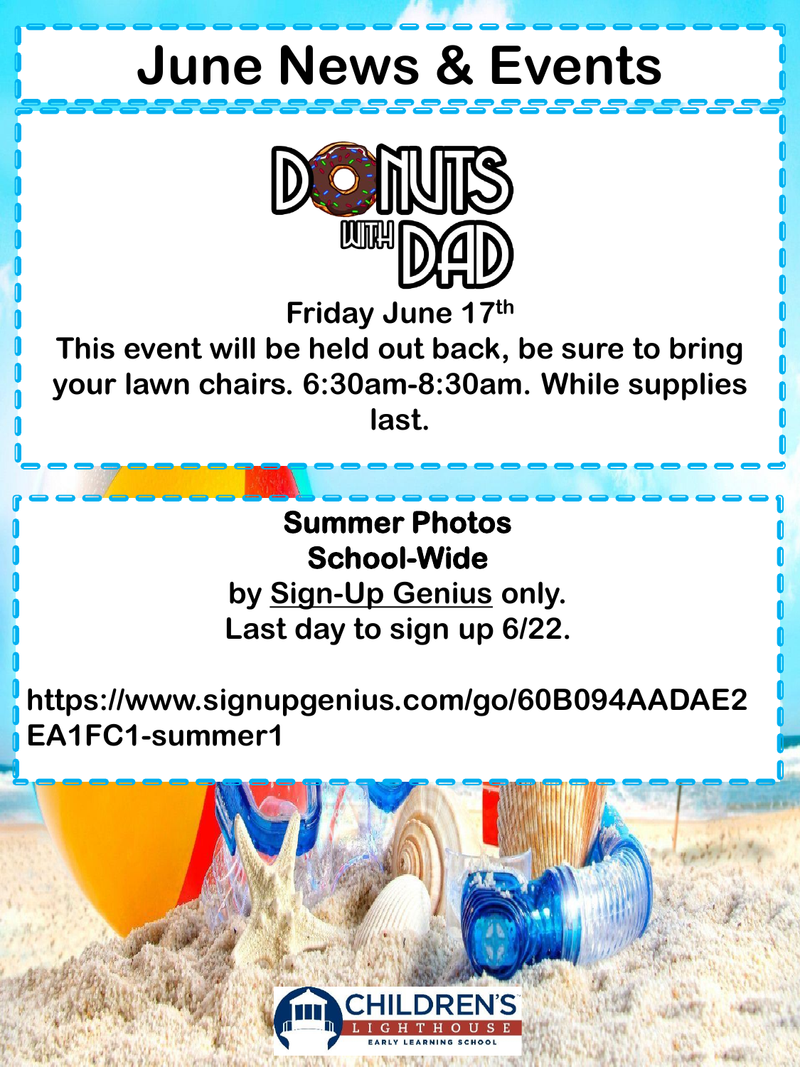# June News & Events

## DONUTS WITH DAD

**Friday June 17th**

**This event will be held out back, be sure to bring your lawn chairs. 6:30am-8:30am. While supplies last.**

**Summer Photos**

**School-Wide**

**by Sign-Up Genius only.**

**Last day to sign up 6/22.**

**https://www.signupgenius.com/go/60B094AADAE2EA1FC1-summer1**

CHILDREN'S LIGHTHOUSE EARLY LEARNING SCHOOL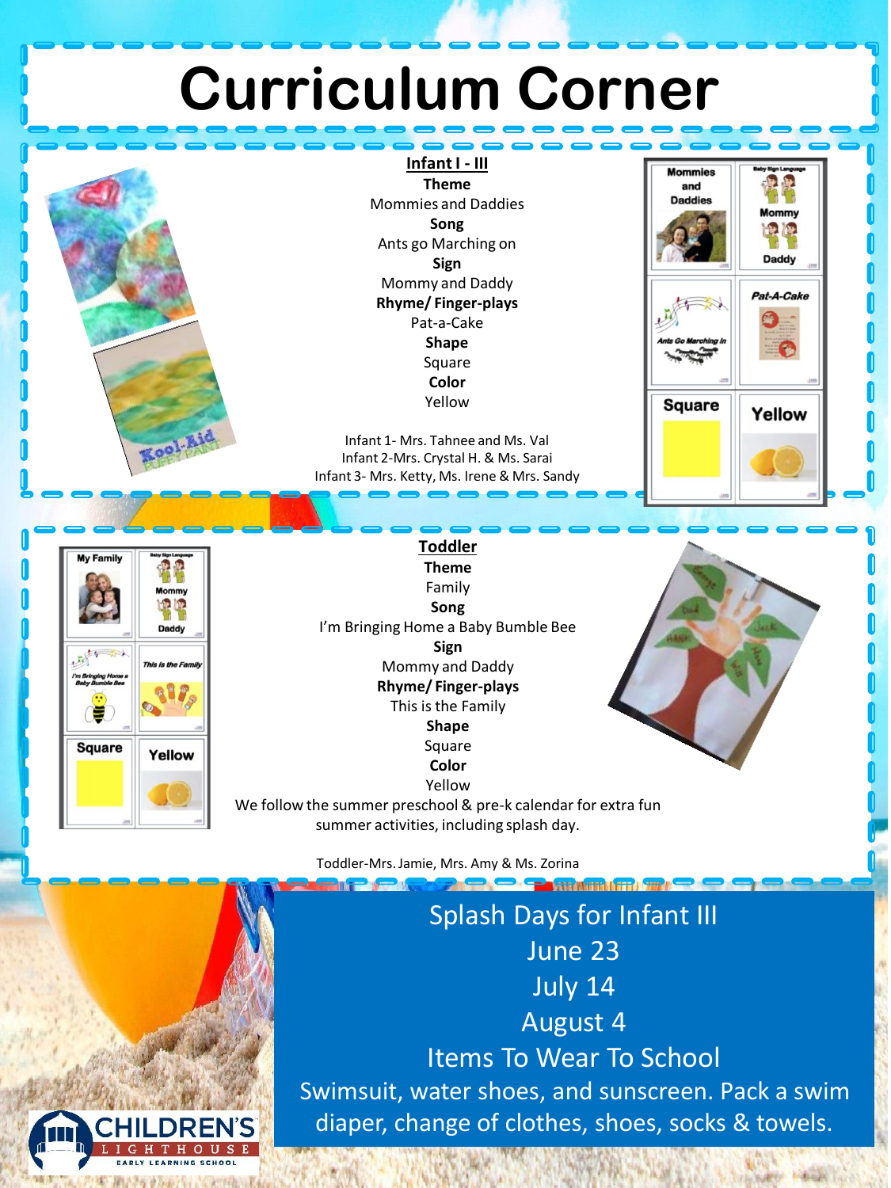# Curriculum Corner

## Infant I - III

**Theme**
Mommies and Daddies

**Song**
Ants go Marching on

**Sign**
Mommy and Daddy

**Rhyme/ Finger-plays**
Pat-a-Cake

**Shape**
Square

**Color**
Yellow

Infant 1- Mrs. Tahnee and Ms. Val
Infant 2-Mrs. Crystal H. & Ms. Sarai
Infant 3- Mrs. Ketty, Ms. Irene & Mrs. Sandy

## Toddler

**Theme**
Family

**Song**
I'm Bringing Home a Baby Bumble Bee

**Sign**
Mommy and Daddy

**Rhyme/ Finger-plays**
This is the Family

**Shape**
Square

**Color**
Yellow

We follow the summer preschool & pre-k calendar for extra fun summer activities, including splash day.

Toddler-Mrs. Jamie, Mrs. Amy & Ms. Zorina

## Splash Days for Infant III

June 23
July 14
August 4

## Items To Wear To School

Swimsuit, water shoes, and sunscreen. Pack a swim diaper, change of clothes, shoes, socks & towels.

CHILDREN'S LIGHTHOUSE EARLY LEARNING SCHOOL